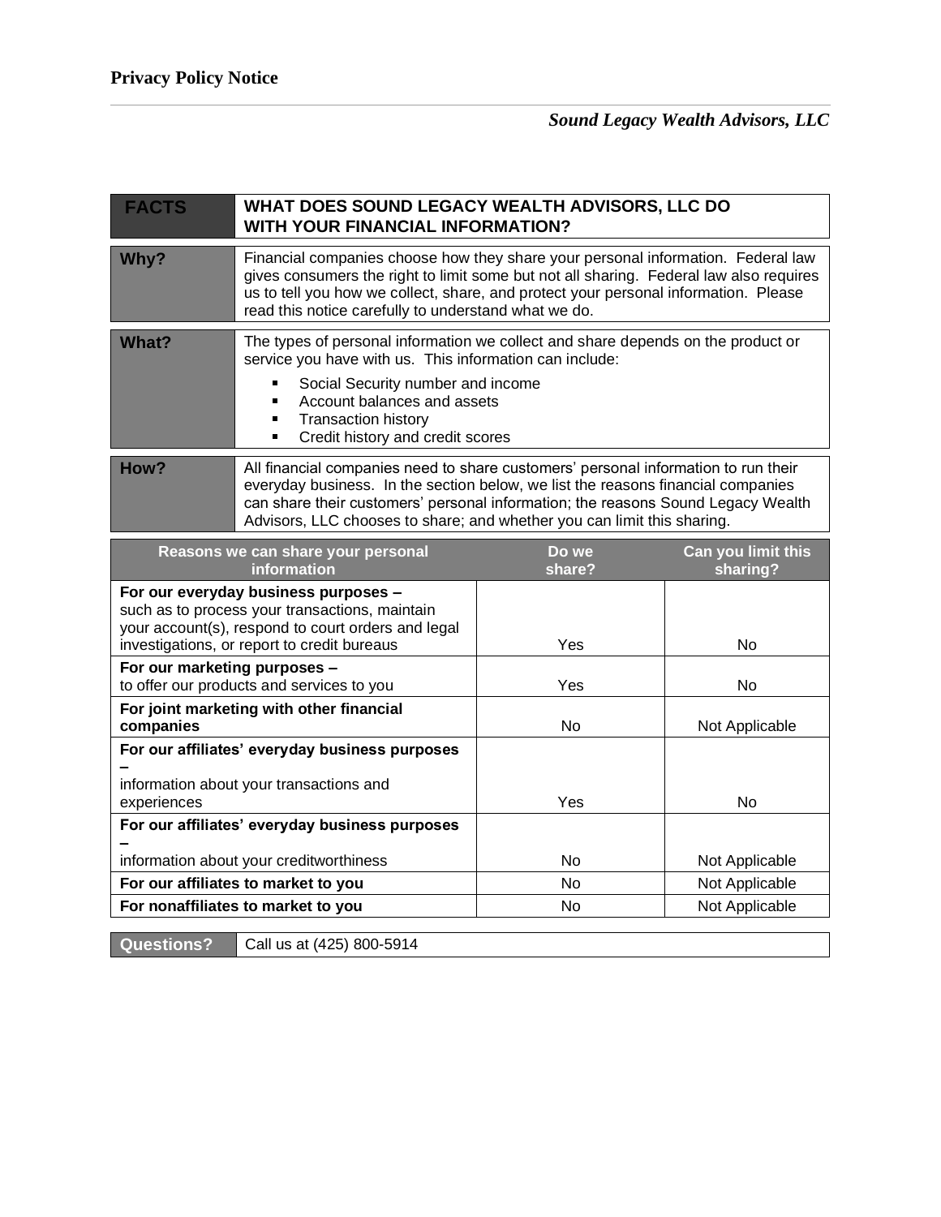# Privacy Policy Notice

*Sound Legacy Wealth Advisors, LLC*

| FACTS | WHAT DOES SOUND LEGACY WEALTH ADVISORS, LLC DO WITH YOUR FINANCIAL INFORMATION? |
|---|---|
| **Why?** | Financial companies choose how they share your personal information. Federal law gives consumers the right to limit some but not all sharing. Federal law also requires us to tell you how we collect, share, and protect your personal information. Please read this notice carefully to understand what we do. |
| **What?** | The types of personal information we collect and share depends on the product or service you have with us. This information can include:<br>▪ Social Security number and income<br>▪ Account balances and assets<br>▪ Transaction history<br>▪ Credit history and credit scores |
| **How?** | All financial companies need to share customers' personal information to run their everyday business. In the section below, we list the reasons financial companies can share their customers' personal information; the reasons Sound Legacy Wealth Advisors, LLC chooses to share; and whether you can limit this sharing. |

| Reasons we can share your personal information | Do we share? | Can you limit this sharing? |
|---|---|---|
| **For our everyday business purposes –** such as to process your transactions, maintain your account(s), respond to court orders and legal investigations, or report to credit bureaus | Yes | No |
| **For our marketing purposes –** to offer our products and services to you | Yes | No |
| **For joint marketing with other financial companies** | No | Not Applicable |
| **For our affiliates' everyday business purposes –** information about your transactions and experiences | Yes | No |
| **For our affiliates' everyday business purposes –** information about your creditworthiness | No | Not Applicable |
| **For our affiliates to market to you** | No | Not Applicable |
| **For nonaffiliates to market to you** | No | Not Applicable |

| Questions? | Call us at (425) 800-5914 |
|---|---|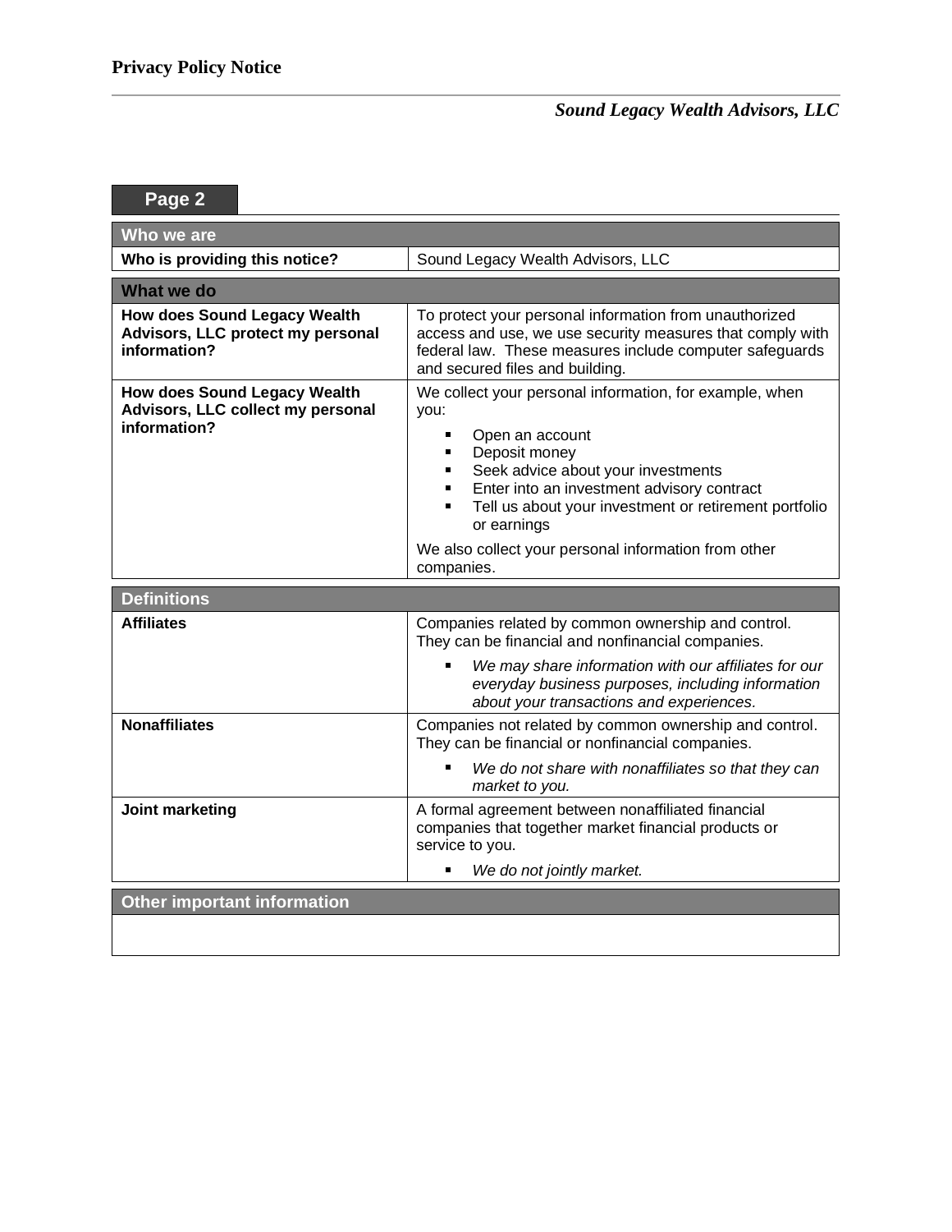**Privacy Policy Notice**

***Sound Legacy Wealth Advisors, LLC***

**Page 2**

| **Who we are** | |
|---|---|
| **Who is providing this notice?** | Sound Legacy Wealth Advisors, LLC |

| **What we do** | |
|---|---|
| **How does Sound Legacy Wealth Advisors, LLC protect my personal information?** | To protect your personal information from unauthorized access and use, we use security measures that comply with federal law. These measures include computer safeguards and secured files and building. |
| **How does Sound Legacy Wealth Advisors, LLC collect my personal information?** | We collect your personal information, for example, when you:<br>▪ Open an account<br>▪ Deposit money<br>▪ Seek advice about your investments<br>▪ Enter into an investment advisory contract<br>▪ Tell us about your investment or retirement portfolio or earnings<br><br>We also collect your personal information from other companies. |

| **Definitions** | |
|---|---|
| **Affiliates** | Companies related by common ownership and control. They can be financial and nonfinancial companies.<br>▪ *We may share information with our affiliates for our everyday business purposes, including information about your transactions and experiences.* |
| **Nonaffiliates** | Companies not related by common ownership and control. They can be financial or nonfinancial companies.<br>▪ *We do not share with nonaffiliates so that they can market to you.* |
| **Joint marketing** | A formal agreement between nonaffiliated financial companies that together market financial products or service to you.<br>▪ *We do not jointly market.* |

| **Other important information** |
|---|
| |